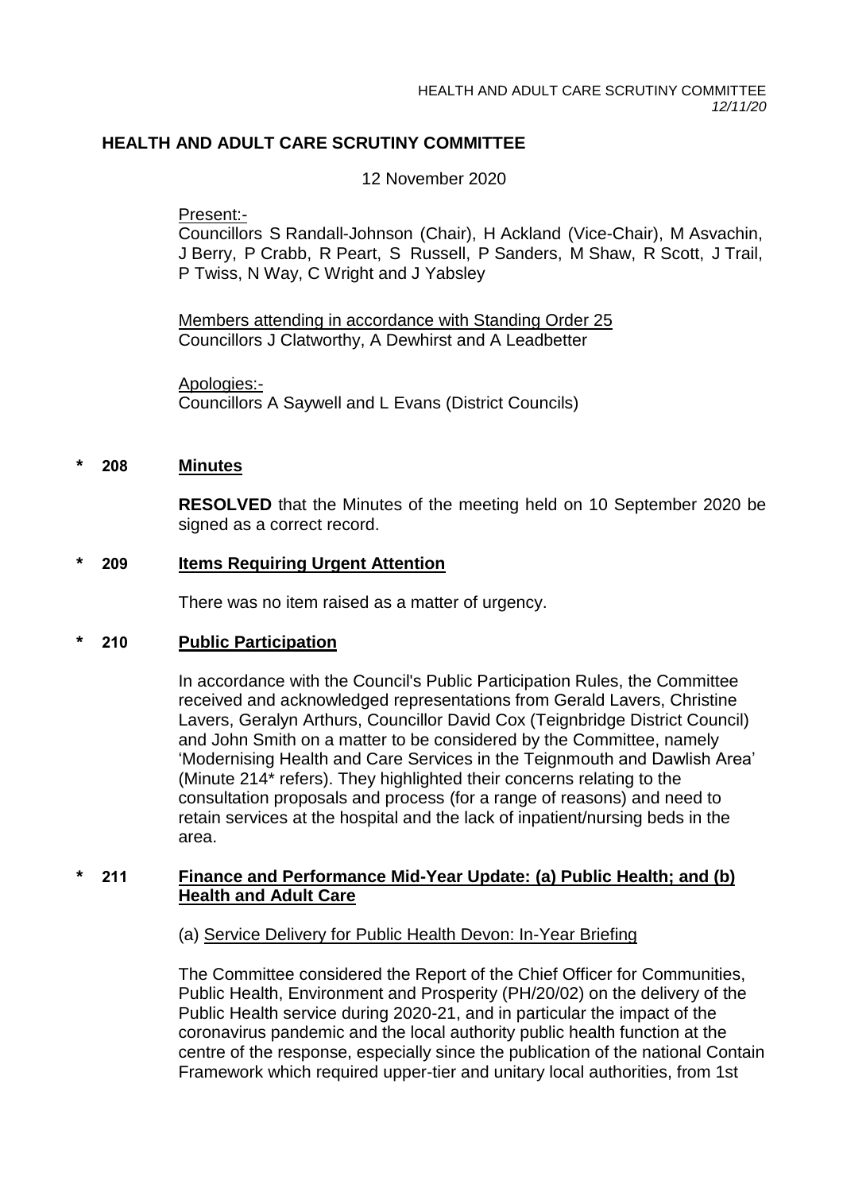# HEALTH AND ADULT CARE SCRUTINY COMMITTEE

12 November 2020

Present:-

Councillors S Randall-Johnson (Chair), H Ackland (Vice-Chair), M Asvachin, J Berry, P Crabb, R Peart, S Russell, P Sanders, M Shaw, R Scott, J Trail, P Twiss, N Way, C Wright and J Yabsley

Members attending in accordance with Standing Order 25

Councillors J Clatworthy, A Dewhirst and A Leadbetter

Apologies:-

Councillors A Saywell and L Evans (District Councils)

## * 208 Minutes

**RESOLVED** that the Minutes of the meeting held on 10 September 2020 be signed as a correct record.

## * 209 Items Requiring Urgent Attention

There was no item raised as a matter of urgency.

## * 210 Public Participation

In accordance with the Council's Public Participation Rules, the Committee received and acknowledged representations from Gerald Lavers, Christine Lavers, Geralyn Arthurs, Councillor David Cox (Teignbridge District Council) and John Smith on a matter to be considered by the Committee, namely 'Modernising Health and Care Services in the Teignmouth and Dawlish Area' (Minute 214* refers). They highlighted their concerns relating to the consultation proposals and process (for a range of reasons) and need to retain services at the hospital and the lack of inpatient/nursing beds in the area.

## * 211 Finance and Performance Mid-Year Update: (a) Public Health; and (b) Health and Adult Care

(a) Service Delivery for Public Health Devon: In-Year Briefing

The Committee considered the Report of the Chief Officer for Communities, Public Health, Environment and Prosperity (PH/20/02) on the delivery of the Public Health service during 2020-21, and in particular the impact of the coronavirus pandemic and the local authority public health function at the centre of the response, especially since the publication of the national Contain Framework which required upper-tier and unitary local authorities, from 1st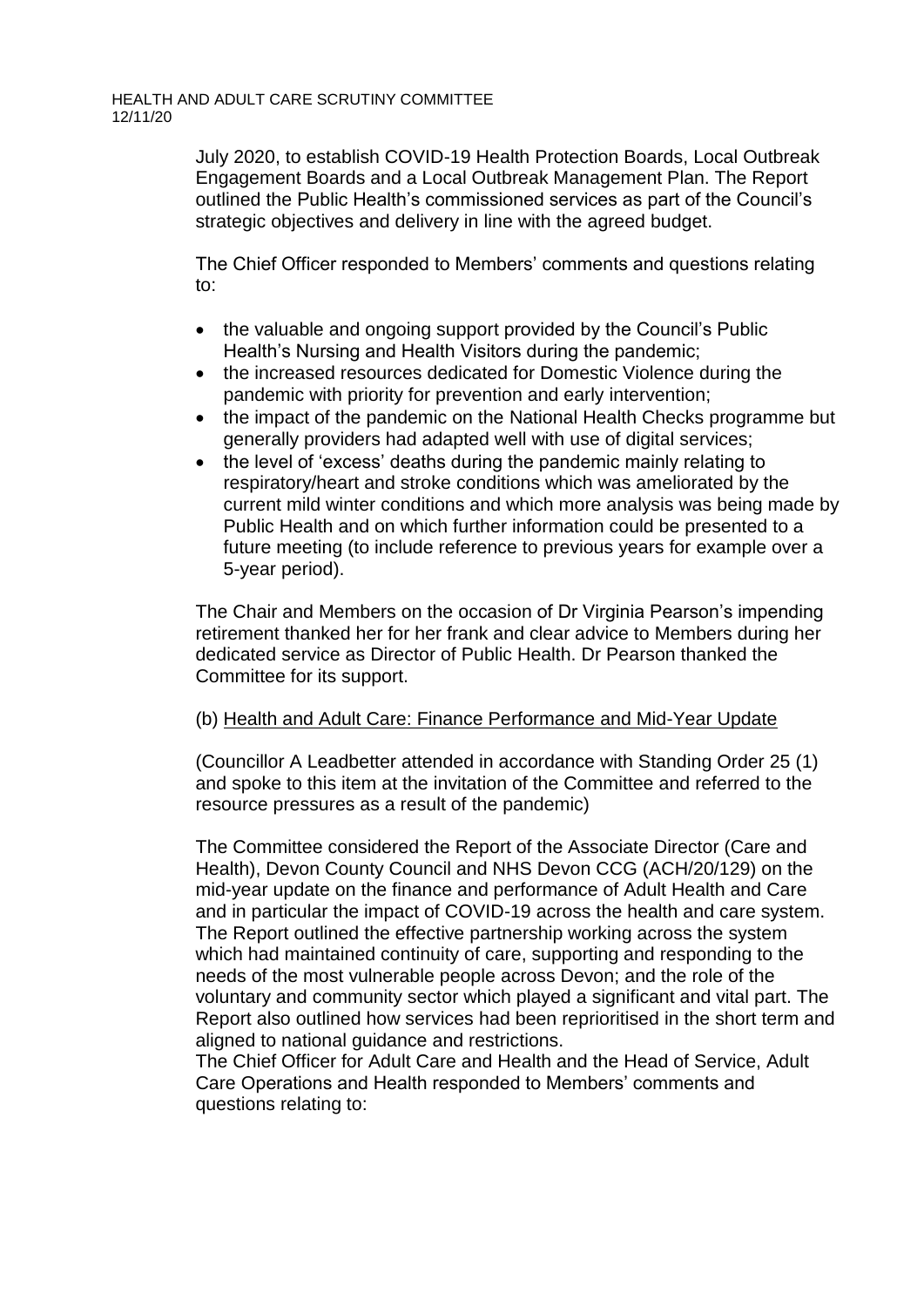July 2020, to establish COVID-19 Health Protection Boards, Local Outbreak Engagement Boards and a Local Outbreak Management Plan. The Report outlined the Public Health's commissioned services as part of the Council's strategic objectives and delivery in line with the agreed budget.

The Chief Officer responded to Members' comments and questions relating to:

- the valuable and ongoing support provided by the Council's Public Health's Nursing and Health Visitors during the pandemic;
- the increased resources dedicated for Domestic Violence during the pandemic with priority for prevention and early intervention;
- the impact of the pandemic on the National Health Checks programme but generally providers had adapted well with use of digital services;
- the level of 'excess' deaths during the pandemic mainly relating to respiratory/heart and stroke conditions which was ameliorated by the current mild winter conditions and which more analysis was being made by Public Health and on which further information could be presented to a future meeting (to include reference to previous years for example over a 5-year period).

The Chair and Members on the occasion of Dr Virginia Pearson's impending retirement thanked her for her frank and clear advice to Members during her dedicated service as Director of Public Health. Dr Pearson thanked the Committee for its support.

(b) Health and Adult Care: Finance Performance and Mid-Year Update

(Councillor A Leadbetter attended in accordance with Standing Order 25 (1) and spoke to this item at the invitation of the Committee and referred to the resource pressures as a result of the pandemic)

The Committee considered the Report of the Associate Director (Care and Health), Devon County Council and NHS Devon CCG (ACH/20/129) on the mid-year update on the finance and performance of Adult Health and Care and in particular the impact of COVID-19 across the health and care system. The Report outlined the effective partnership working across the system which had maintained continuity of care, supporting and responding to the needs of the most vulnerable people across Devon; and the role of the voluntary and community sector which played a significant and vital part. The Report also outlined how services had been reprioritised in the short term and aligned to national guidance and restrictions.

The Chief Officer for Adult Care and Health and the Head of Service, Adult Care Operations and Health responded to Members' comments and questions relating to: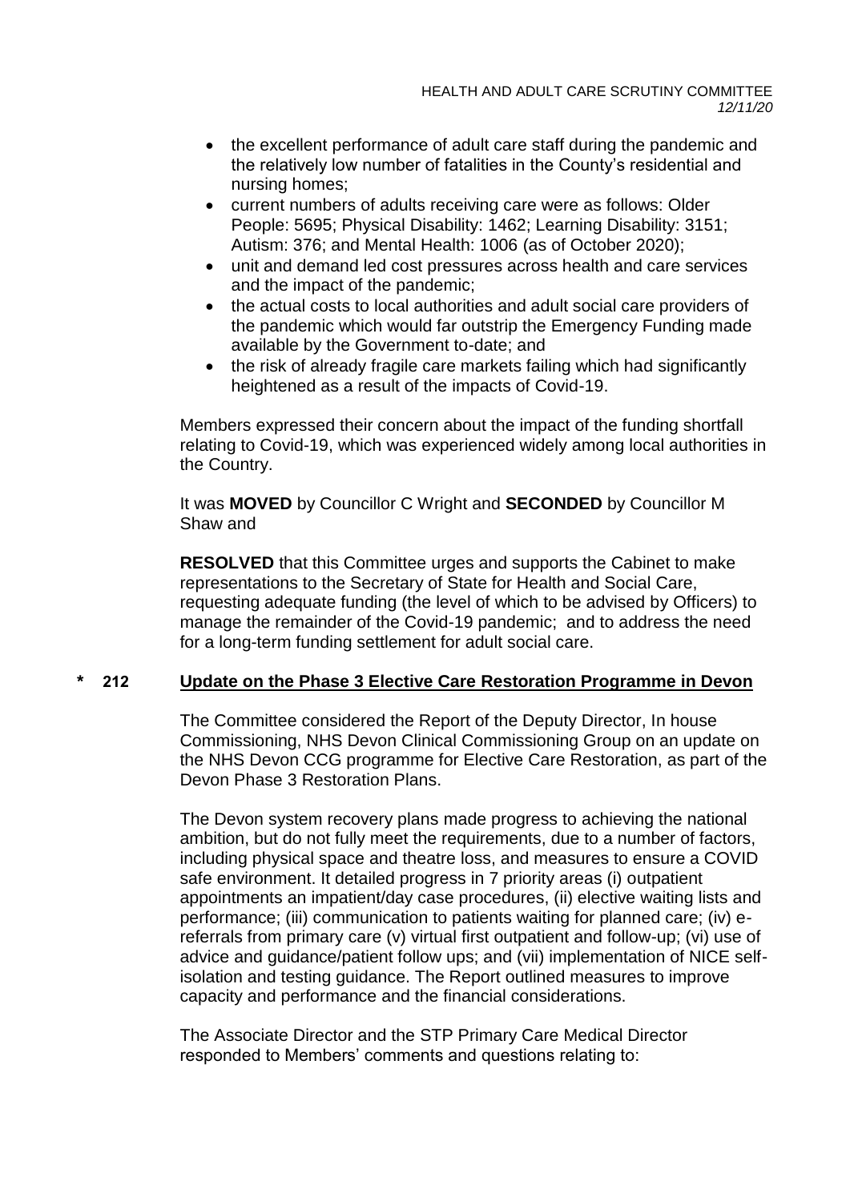- the excellent performance of adult care staff during the pandemic and the relatively low number of fatalities in the County's residential and nursing homes;
- current numbers of adults receiving care were as follows: Older People: 5695; Physical Disability: 1462; Learning Disability: 3151; Autism: 376; and Mental Health: 1006 (as of October 2020);
- unit and demand led cost pressures across health and care services and the impact of the pandemic;
- the actual costs to local authorities and adult social care providers of the pandemic which would far outstrip the Emergency Funding made available by the Government to-date; and
- the risk of already fragile care markets failing which had significantly heightened as a result of the impacts of Covid-19.

Members expressed their concern about the impact of the funding shortfall relating to Covid-19, which was experienced widely among local authorities in the Country.

It was **MOVED** by Councillor C Wright and **SECONDED** by Councillor M Shaw and

**RESOLVED** that this Committee urges and supports the Cabinet to make representations to the Secretary of State for Health and Social Care, requesting adequate funding (the level of which to be advised by Officers) to manage the remainder of the Covid-19 pandemic; and to address the need for a long-term funding settlement for adult social care.

## * 212 Update on the Phase 3 Elective Care Restoration Programme in Devon

The Committee considered the Report of the Deputy Director, In house Commissioning, NHS Devon Clinical Commissioning Group on an update on the NHS Devon CCG programme for Elective Care Restoration, as part of the Devon Phase 3 Restoration Plans.

The Devon system recovery plans made progress to achieving the national ambition, but do not fully meet the requirements, due to a number of factors, including physical space and theatre loss, and measures to ensure a COVID safe environment. It detailed progress in 7 priority areas (i) outpatient appointments an impatient/day case procedures, (ii) elective waiting lists and performance; (iii) communication to patients waiting for planned care; (iv) e-referrals from primary care (v) virtual first outpatient and follow-up; (vi) use of advice and guidance/patient follow ups; and (vii) implementation of NICE self-isolation and testing guidance. The Report outlined measures to improve capacity and performance and the financial considerations.

The Associate Director and the STP Primary Care Medical Director responded to Members' comments and questions relating to: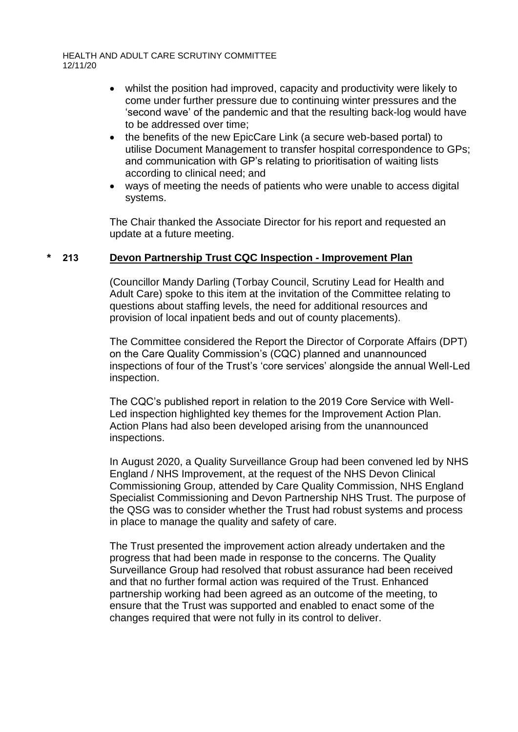- whilst the position had improved, capacity and productivity were likely to come under further pressure due to continuing winter pressures and the 'second wave' of the pandemic and that the resulting back-log would have to be addressed over time;
- the benefits of the new EpicCare Link (a secure web-based portal) to utilise Document Management to transfer hospital correspondence to GPs; and communication with GP's relating to prioritisation of waiting lists according to clinical need; and
- ways of meeting the needs of patients who were unable to access digital systems.

The Chair thanked the Associate Director for his report and requested an update at a future meeting.

## * 213 Devon Partnership Trust CQC Inspection - Improvement Plan

(Councillor Mandy Darling (Torbay Council, Scrutiny Lead for Health and Adult Care) spoke to this item at the invitation of the Committee relating to questions about staffing levels, the need for additional resources and provision of local inpatient beds and out of county placements).

The Committee considered the Report the Director of Corporate Affairs (DPT) on the Care Quality Commission's (CQC) planned and unannounced inspections of four of the Trust's 'core services' alongside the annual Well-Led inspection.

The CQC's published report in relation to the 2019 Core Service with Well-Led inspection highlighted key themes for the Improvement Action Plan. Action Plans had also been developed arising from the unannounced inspections.

In August 2020, a Quality Surveillance Group had been convened led by NHS England / NHS Improvement, at the request of the NHS Devon Clinical Commissioning Group, attended by Care Quality Commission, NHS England Specialist Commissioning and Devon Partnership NHS Trust. The purpose of the QSG was to consider whether the Trust had robust systems and process in place to manage the quality and safety of care.

The Trust presented the improvement action already undertaken and the progress that had been made in response to the concerns. The Quality Surveillance Group had resolved that robust assurance had been received and that no further formal action was required of the Trust. Enhanced partnership working had been agreed as an outcome of the meeting, to ensure that the Trust was supported and enabled to enact some of the changes required that were not fully in its control to deliver.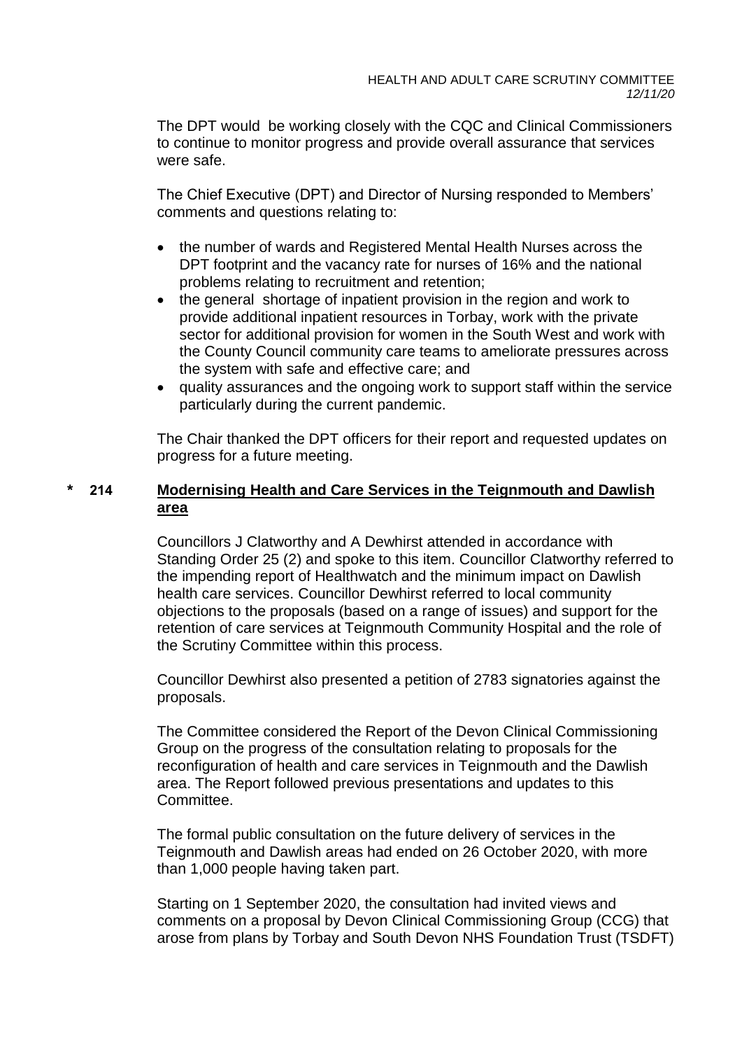The DPT would  be working closely with the CQC and Clinical Commissioners to continue to monitor progress and provide overall assurance that services were safe.

The Chief Executive (DPT) and Director of Nursing responded to Members' comments and questions relating to:

- the number of wards and Registered Mental Health Nurses across the DPT footprint and the vacancy rate for nurses of 16% and the national problems relating to recruitment and retention;
- the general  shortage of inpatient provision in the region and work to provide additional inpatient resources in Torbay, work with the private sector for additional provision for women in the South West and work with the County Council community care teams to ameliorate pressures across the system with safe and effective care; and
- quality assurances and the ongoing work to support staff within the service particularly during the current pandemic.

The Chair thanked the DPT officers for their report and requested updates on progress for a future meeting.

## * 214 Modernising Health and Care Services in the Teignmouth and Dawlish area

Councillors J Clatworthy and A Dewhirst attended in accordance with Standing Order 25 (2) and spoke to this item. Councillor Clatworthy referred to the impending report of Healthwatch and the minimum impact on Dawlish health care services. Councillor Dewhirst referred to local community objections to the proposals (based on a range of issues) and support for the retention of care services at Teignmouth Community Hospital and the role of the Scrutiny Committee within this process.

Councillor Dewhirst also presented a petition of 2783 signatories against the proposals.

The Committee considered the Report of the Devon Clinical Commissioning Group on the progress of the consultation relating to proposals for the reconfiguration of health and care services in Teignmouth and the Dawlish area. The Report followed previous presentations and updates to this Committee.

The formal public consultation on the future delivery of services in the Teignmouth and Dawlish areas had ended on 26 October 2020, with more than 1,000 people having taken part.

Starting on 1 September 2020, the consultation had invited views and comments on a proposal by Devon Clinical Commissioning Group (CCG) that arose from plans by Torbay and South Devon NHS Foundation Trust (TSDFT)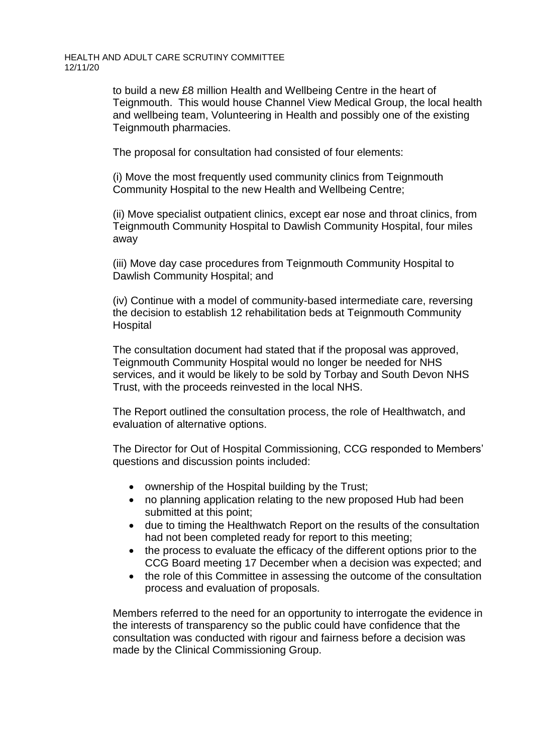to build a new £8 million Health and Wellbeing Centre in the heart of Teignmouth. This would house Channel View Medical Group, the local health and wellbeing team, Volunteering in Health and possibly one of the existing Teignmouth pharmacies.

The proposal for consultation had consisted of four elements:

(i) Move the most frequently used community clinics from Teignmouth Community Hospital to the new Health and Wellbeing Centre;

(ii) Move specialist outpatient clinics, except ear nose and throat clinics, from Teignmouth Community Hospital to Dawlish Community Hospital, four miles away

(iii) Move day case procedures from Teignmouth Community Hospital to Dawlish Community Hospital; and

(iv) Continue with a model of community-based intermediate care, reversing the decision to establish 12 rehabilitation beds at Teignmouth Community Hospital

The consultation document had stated that if the proposal was approved, Teignmouth Community Hospital would no longer be needed for NHS services, and it would be likely to be sold by Torbay and South Devon NHS Trust, with the proceeds reinvested in the local NHS.

The Report outlined the consultation process, the role of Healthwatch, and evaluation of alternative options.

The Director for Out of Hospital Commissioning, CCG responded to Members' questions and discussion points included:

- ownership of the Hospital building by the Trust;
- no planning application relating to the new proposed Hub had been submitted at this point;
- due to timing the Healthwatch Report on the results of the consultation had not been completed ready for report to this meeting;
- the process to evaluate the efficacy of the different options prior to the CCG Board meeting 17 December when a decision was expected; and
- the role of this Committee in assessing the outcome of the consultation process and evaluation of proposals.

Members referred to the need for an opportunity to interrogate the evidence in the interests of transparency so the public could have confidence that the consultation was conducted with rigour and fairness before a decision was made by the Clinical Commissioning Group.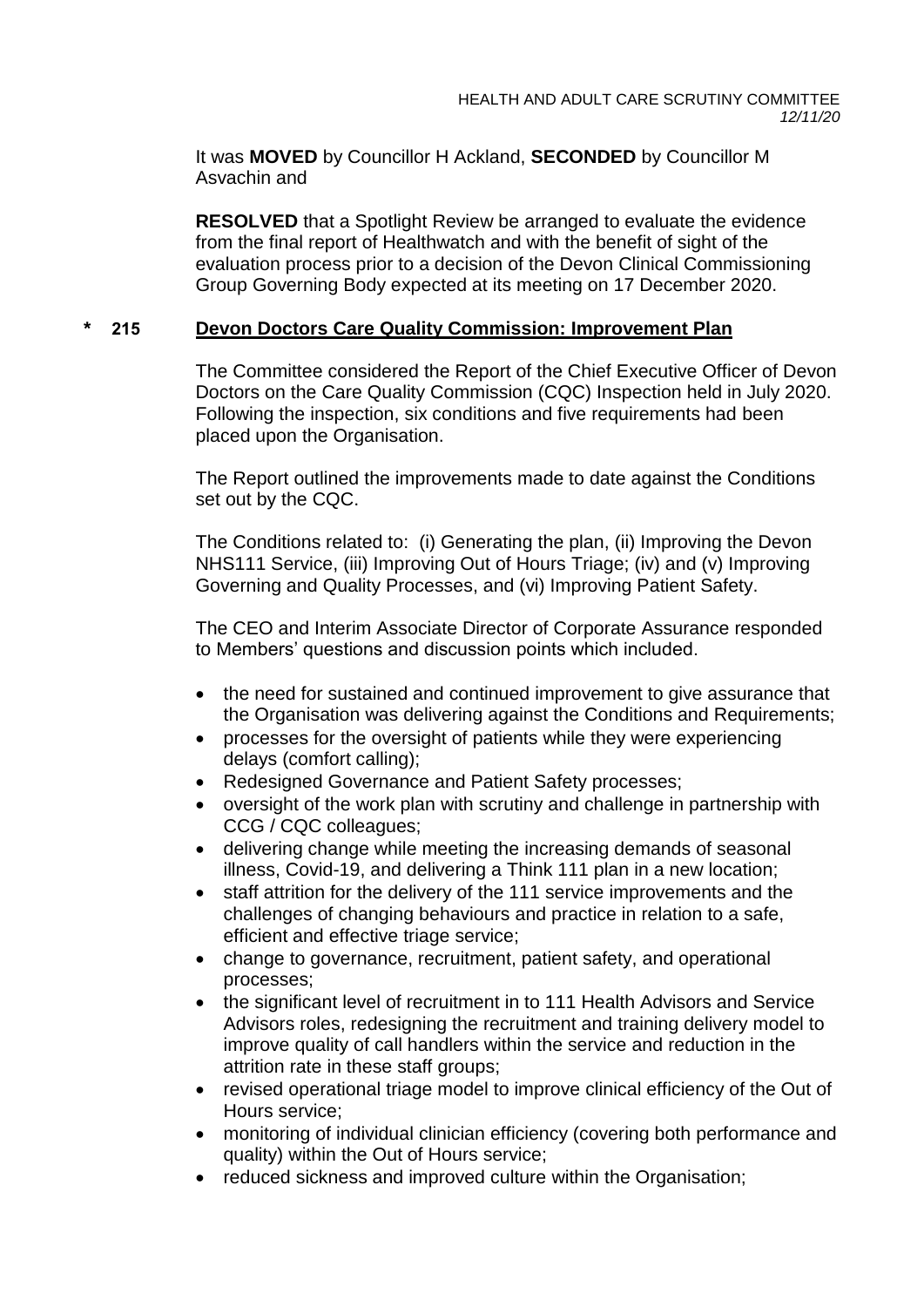It was **MOVED** by Councillor H Ackland, **SECONDED** by Councillor M Asvachin and

**RESOLVED** that a Spotlight Review be arranged to evaluate the evidence from the final report of Healthwatch and with the benefit of sight of the evaluation process prior to a decision of the Devon Clinical Commissioning Group Governing Body expected at its meeting on 17 December 2020.

## * 215 Devon Doctors Care Quality Commission: Improvement Plan

The Committee considered the Report of the Chief Executive Officer of Devon Doctors on the Care Quality Commission (CQC) Inspection held in July 2020. Following the inspection, six conditions and five requirements had been placed upon the Organisation.

The Report outlined the improvements made to date against the Conditions set out by the CQC.

The Conditions related to: (i) Generating the plan, (ii) Improving the Devon NHS111 Service, (iii) Improving Out of Hours Triage; (iv) and (v) Improving Governing and Quality Processes, and (vi) Improving Patient Safety.

The CEO and Interim Associate Director of Corporate Assurance responded to Members' questions and discussion points which included.

- the need for sustained and continued improvement to give assurance that the Organisation was delivering against the Conditions and Requirements;
- processes for the oversight of patients while they were experiencing delays (comfort calling);
- Redesigned Governance and Patient Safety processes;
- oversight of the work plan with scrutiny and challenge in partnership with CCG / CQC colleagues;
- delivering change while meeting the increasing demands of seasonal illness, Covid-19, and delivering a Think 111 plan in a new location;
- staff attrition for the delivery of the 111 service improvements and the challenges of changing behaviours and practice in relation to a safe, efficient and effective triage service;
- change to governance, recruitment, patient safety, and operational processes;
- the significant level of recruitment in to 111 Health Advisors and Service Advisors roles, redesigning the recruitment and training delivery model to improve quality of call handlers within the service and reduction in the attrition rate in these staff groups;
- revised operational triage model to improve clinical efficiency of the Out of Hours service;
- monitoring of individual clinician efficiency (covering both performance and quality) within the Out of Hours service;
- reduced sickness and improved culture within the Organisation;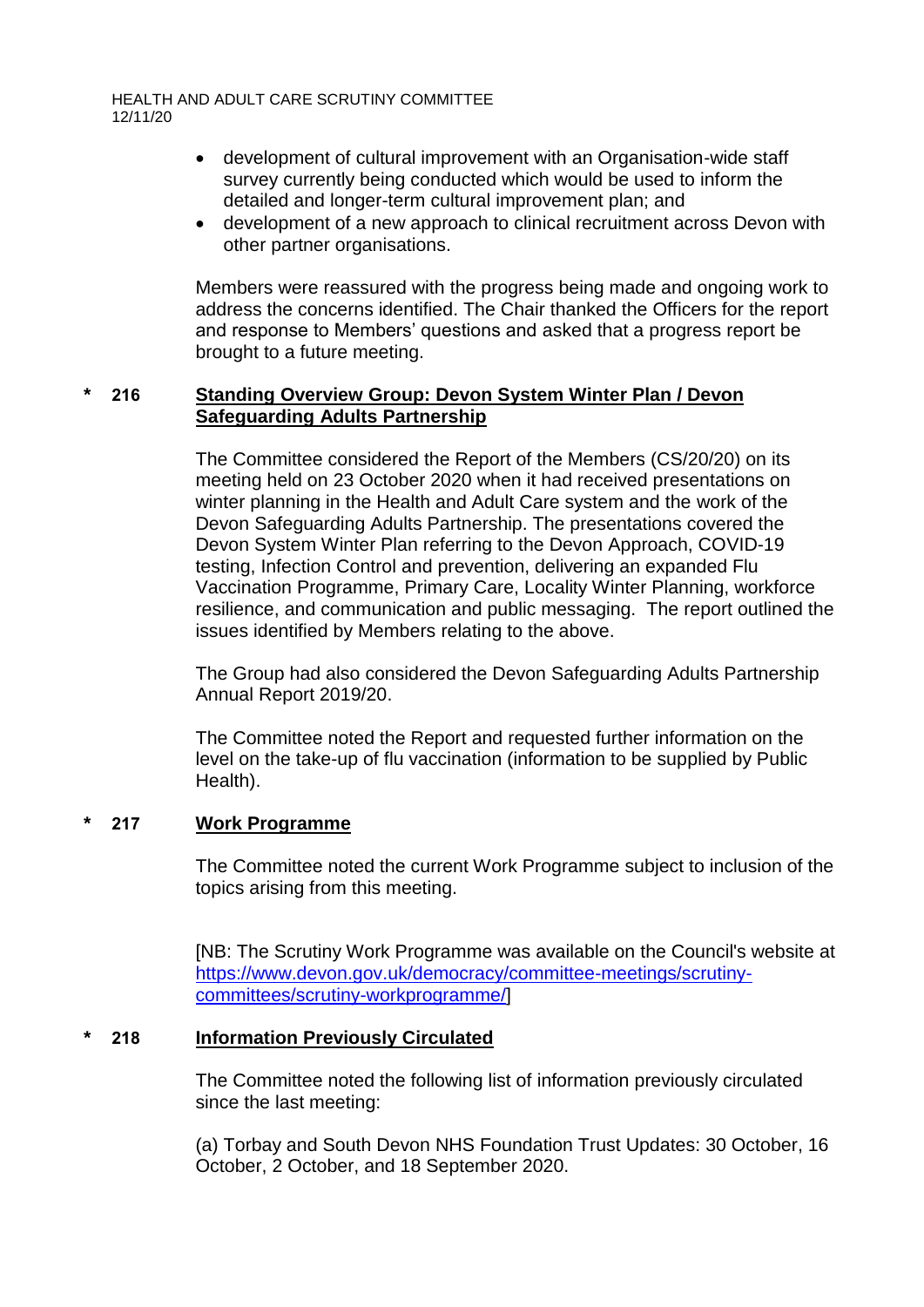- development of cultural improvement with an Organisation-wide staff survey currently being conducted which would be used to inform the detailed and longer-term cultural improvement plan; and
- development of a new approach to clinical recruitment across Devon with other partner organisations.

Members were reassured with the progress being made and ongoing work to address the concerns identified. The Chair thanked the Officers for the report and response to Members' questions and asked that a progress report be brought to a future meeting.

## * 216 Standing Overview Group: Devon System Winter Plan / Devon Safeguarding Adults Partnership

The Committee considered the Report of the Members (CS/20/20) on its meeting held on 23 October 2020 when it had received presentations on winter planning in the Health and Adult Care system and the work of the Devon Safeguarding Adults Partnership. The presentations covered the Devon System Winter Plan referring to the Devon Approach, COVID-19 testing, Infection Control and prevention, delivering an expanded Flu Vaccination Programme, Primary Care, Locality Winter Planning, workforce resilience, and communication and public messaging. The report outlined the issues identified by Members relating to the above.

The Group had also considered the Devon Safeguarding Adults Partnership Annual Report 2019/20.

The Committee noted the Report and requested further information on the level on the take-up of flu vaccination (information to be supplied by Public Health).

## * 217 Work Programme

The Committee noted the current Work Programme subject to inclusion of the topics arising from this meeting.

[NB: The Scrutiny Work Programme was available on the Council's website at https://www.devon.gov.uk/democracy/committee-meetings/scrutiny-committees/scrutiny-workprogramme/]

## * 218 Information Previously Circulated

The Committee noted the following list of information previously circulated since the last meeting:

(a) Torbay and South Devon NHS Foundation Trust Updates: 30 October, 16 October, 2 October, and 18 September 2020.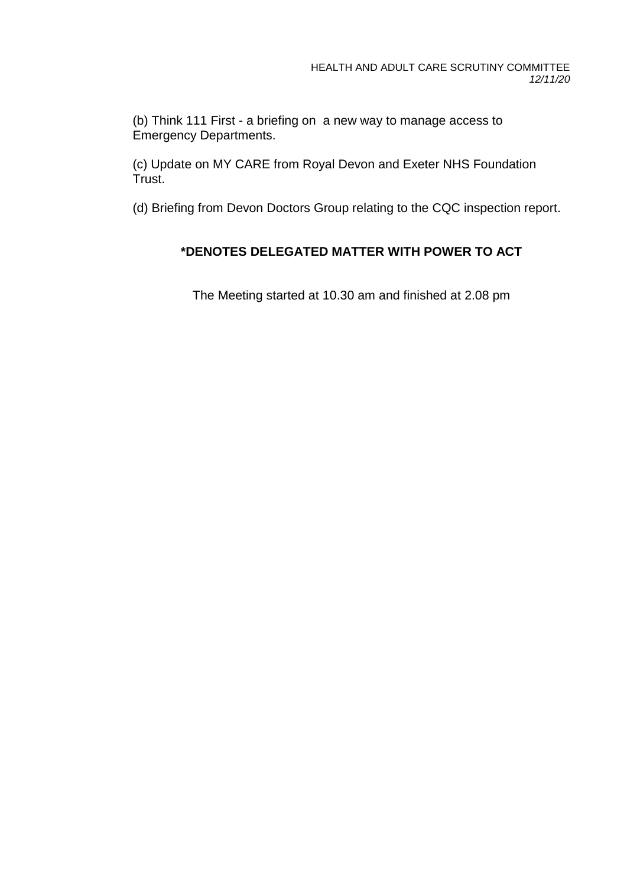(b) Think 111 First - a briefing on a new way to manage access to Emergency Departments.

(c) Update on MY CARE from Royal Devon and Exeter NHS Foundation Trust.

(d) Briefing from Devon Doctors Group relating to the CQC inspection report.

**\*DENOTES DELEGATED MATTER WITH POWER TO ACT**

The Meeting started at 10.30 am and finished at 2.08 pm